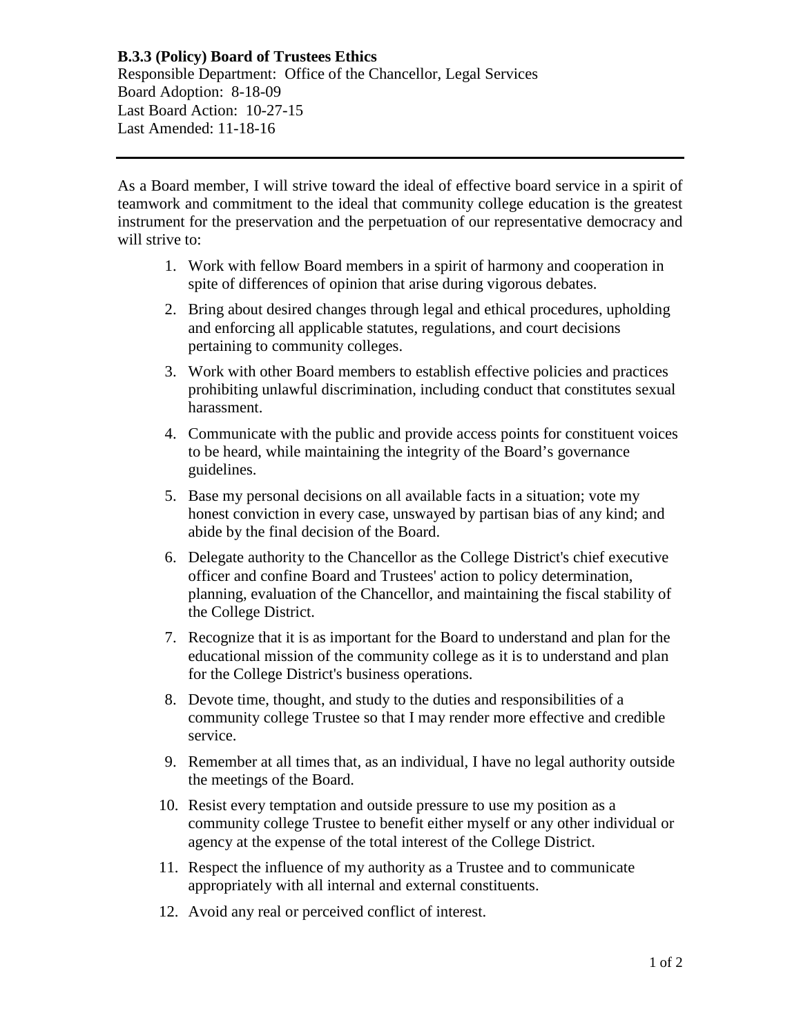**B.3.3 (Policy) Board of Trustees Ethics**

Responsible Department: Office of the Chancellor, Legal Services
Board Adoption: 8-18-09
Last Board Action: 10-27-15
Last Amended: 11-18-16

---

As a Board member, I will strive toward the ideal of effective board service in a spirit of teamwork and commitment to the ideal that community college education is the greatest instrument for the preservation and the perpetuation of our representative democracy and will strive to:

1. Work with fellow Board members in a spirit of harmony and cooperation in spite of differences of opinion that arise during vigorous debates.
2. Bring about desired changes through legal and ethical procedures, upholding and enforcing all applicable statutes, regulations, and court decisions pertaining to community colleges.
3. Work with other Board members to establish effective policies and practices prohibiting unlawful discrimination, including conduct that constitutes sexual harassment.
4. Communicate with the public and provide access points for constituent voices to be heard, while maintaining the integrity of the Board's governance guidelines.
5. Base my personal decisions on all available facts in a situation; vote my honest conviction in every case, unswayed by partisan bias of any kind; and abide by the final decision of the Board.
6. Delegate authority to the Chancellor as the College District's chief executive officer and confine Board and Trustees' action to policy determination, planning, evaluation of the Chancellor, and maintaining the fiscal stability of the College District.
7. Recognize that it is as important for the Board to understand and plan for the educational mission of the community college as it is to understand and plan for the College District's business operations.
8. Devote time, thought, and study to the duties and responsibilities of a community college Trustee so that I may render more effective and credible service.
9. Remember at all times that, as an individual, I have no legal authority outside the meetings of the Board.
10. Resist every temptation and outside pressure to use my position as a community college Trustee to benefit either myself or any other individual or agency at the expense of the total interest of the College District.
11. Respect the influence of my authority as a Trustee and to communicate appropriately with all internal and external constituents.
12. Avoid any real or perceived conflict of interest.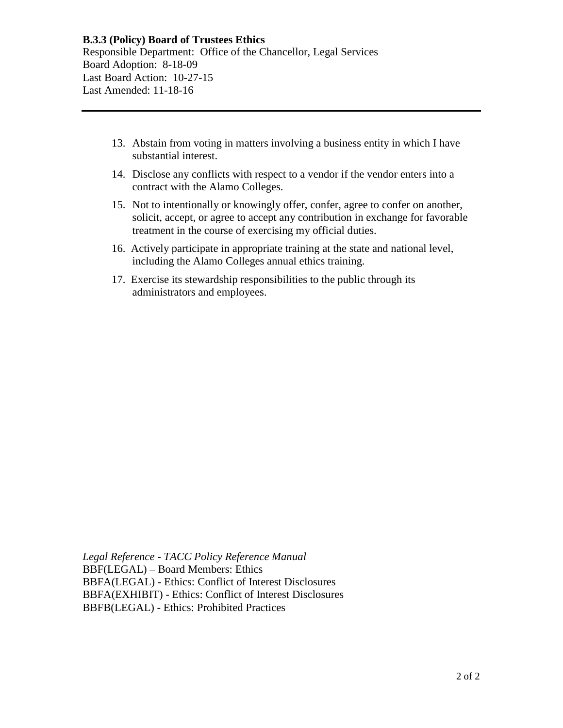**B.3.3 (Policy) Board of Trustees Ethics**
Responsible Department: Office of the Chancellor, Legal Services
Board Adoption: 8-18-09
Last Board Action: 10-27-15
Last Amended: 11-18-16

---

13. Abstain from voting in matters involving a business entity in which I have substantial interest.
14. Disclose any conflicts with respect to a vendor if the vendor enters into a contract with the Alamo Colleges.
15. Not to intentionally or knowingly offer, confer, agree to confer on another, solicit, accept, or agree to accept any contribution in exchange for favorable treatment in the course of exercising my official duties.
16. Actively participate in appropriate training at the state and national level, including the Alamo Colleges annual ethics training.
17. Exercise its stewardship responsibilities to the public through its administrators and employees.

*Legal Reference - TACC Policy Reference Manual*
BBF(LEGAL) – Board Members: Ethics
BBFA(LEGAL) - Ethics: Conflict of Interest Disclosures
BBFA(EXHIBIT) - Ethics: Conflict of Interest Disclosures
BBFB(LEGAL) - Ethics: Prohibited Practices